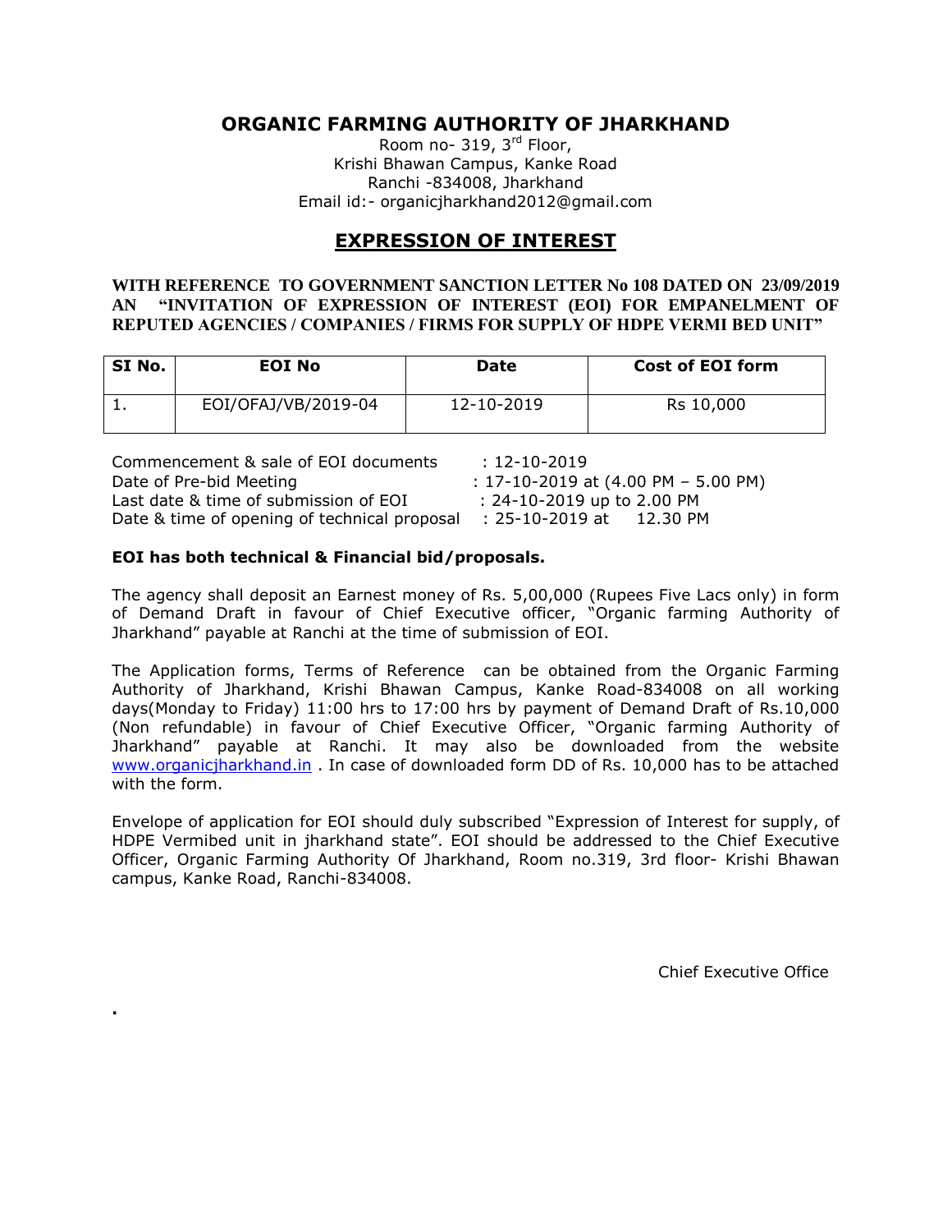# ORGANIC FARMING AUTHORITY OF JHARKHAND

Room no- 319, 3rd Floor,
Krishi Bhawan Campus, Kanke Road
Ranchi -834008, Jharkhand
Email id:- organicjharkhand2012@gmail.com

## EXPRESSION OF INTEREST

**WITH REFERENCE TO GOVERNMENT SANCTION LETTER No 108 DATED ON 23/09/2019 AN "INVITATION OF EXPRESSION OF INTEREST (EOI) FOR EMPANELMENT OF REPUTED AGENCIES / COMPANIES / FIRMS FOR SUPPLY OF HDPE VERMI BED UNIT"**

| SI No. | EOI No | Date | Cost of EOI form |
|---|---|---|---|
| 1. | EOI/OFAJ/VB/2019-04 | 12-10-2019 | Rs 10,000 |

Commencement & sale of EOI documents : 12-10-2019
Date of Pre-bid Meeting : 17-10-2019 at (4.00 PM – 5.00 PM)
Last date & time of submission of EOI : 24-10-2019 up to 2.00 PM
Date & time of opening of technical proposal : 25-10-2019 at 12.30 PM

**EOI has both technical & Financial bid/proposals.**

The agency shall deposit an Earnest money of Rs. 5,00,000 (Rupees Five Lacs only) in form of Demand Draft in favour of Chief Executive officer, "Organic farming Authority of Jharkhand" payable at Ranchi at the time of submission of EOI.

The Application forms, Terms of Reference can be obtained from the Organic Farming Authority of Jharkhand, Krishi Bhawan Campus, Kanke Road-834008 on all working days(Monday to Friday) 11:00 hrs to 17:00 hrs by payment of Demand Draft of Rs.10,000 (Non refundable) in favour of Chief Executive Officer, "Organic farming Authority of Jharkhand" payable at Ranchi. It may also be downloaded from the website www.organicjharkhand.in . In case of downloaded form DD of Rs. 10,000 has to be attached with the form.

Envelope of application for EOI should duly subscribed "Expression of Interest for supply, of HDPE Vermibed unit in jharkhand state". EOI should be addressed to the Chief Executive Officer, Organic Farming Authority Of Jharkhand, Room no.319, 3rd floor- Krishi Bhawan campus, Kanke Road, Ranchi-834008.

Chief Executive Office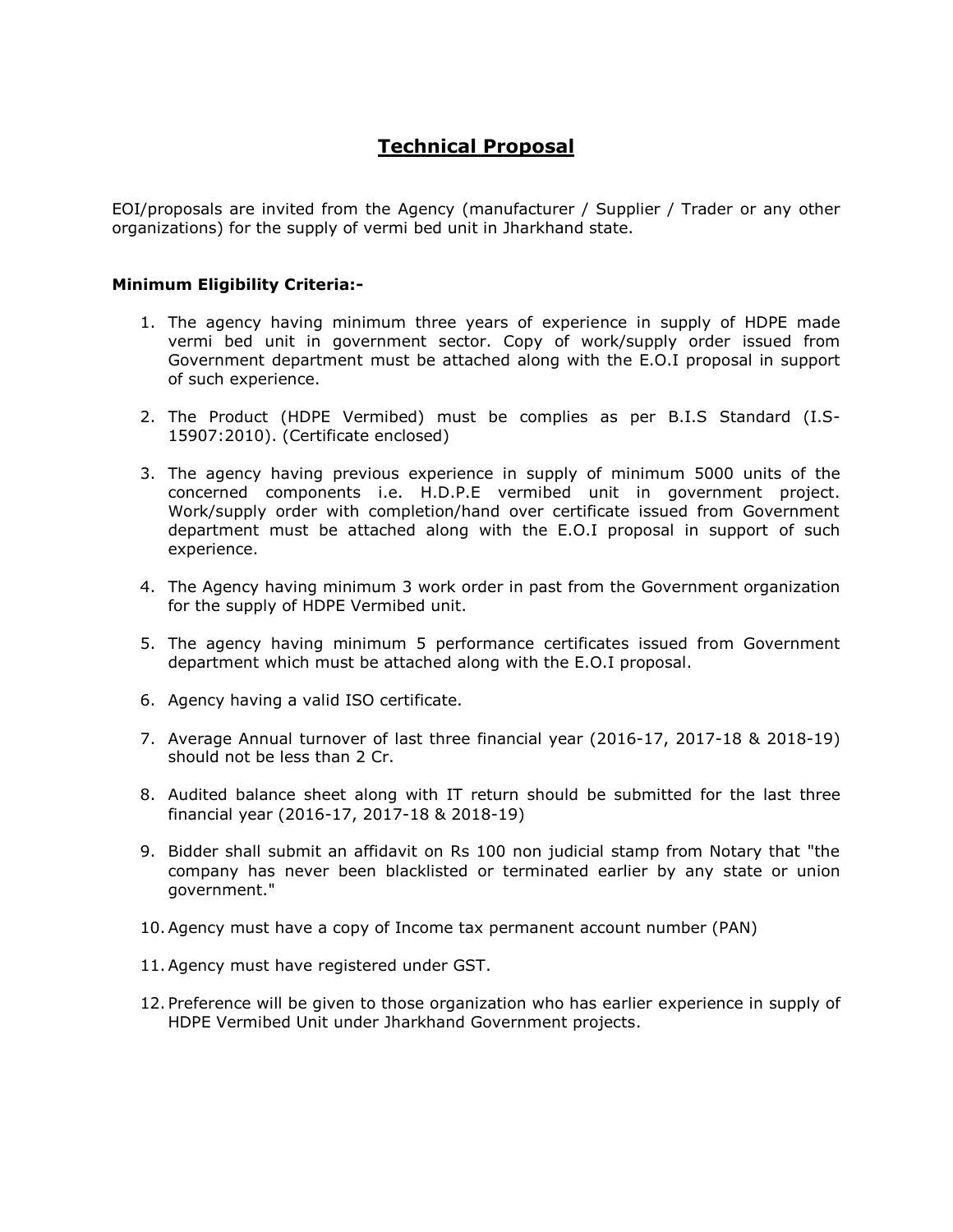# Technical Proposal

EOI/proposals are invited from the Agency (manufacturer / Supplier / Trader or any other organizations) for the supply of vermi bed unit in Jharkhand state.

**Minimum Eligibility Criteria:-**

1. The agency having minimum three years of experience in supply of HDPE made vermi bed unit in government sector. Copy of work/supply order issued from Government department must be attached along with the E.O.I proposal in support of such experience.

2. The Product (HDPE Vermibed) must be complies as per B.I.S Standard (I.S-15907:2010). (Certificate enclosed)

3. The agency having previous experience in supply of minimum 5000 units of the concerned components i.e. H.D.P.E vermibed unit in government project. Work/supply order with completion/hand over certificate issued from Government department must be attached along with the E.O.I proposal in support of such experience.

4. The Agency having minimum 3 work order in past from the Government organization for the supply of HDPE Vermibed unit.

5. The agency having minimum 5 performance certificates issued from Government department which must be attached along with the E.O.I proposal.

6. Agency having a valid ISO certificate.

7. Average Annual turnover of last three financial year (2016-17, 2017-18 & 2018-19) should not be less than 2 Cr.

8. Audited balance sheet along with IT return should be submitted for the last three financial year (2016-17, 2017-18 & 2018-19)

9. Bidder shall submit an affidavit on Rs 100 non judicial stamp from Notary that "the company has never been blacklisted or terminated earlier by any state or union government."

10. Agency must have a copy of Income tax permanent account number (PAN)

11. Agency must have registered under GST.

12. Preference will be given to those organization who has earlier experience in supply of HDPE Vermibed Unit under Jharkhand Government projects.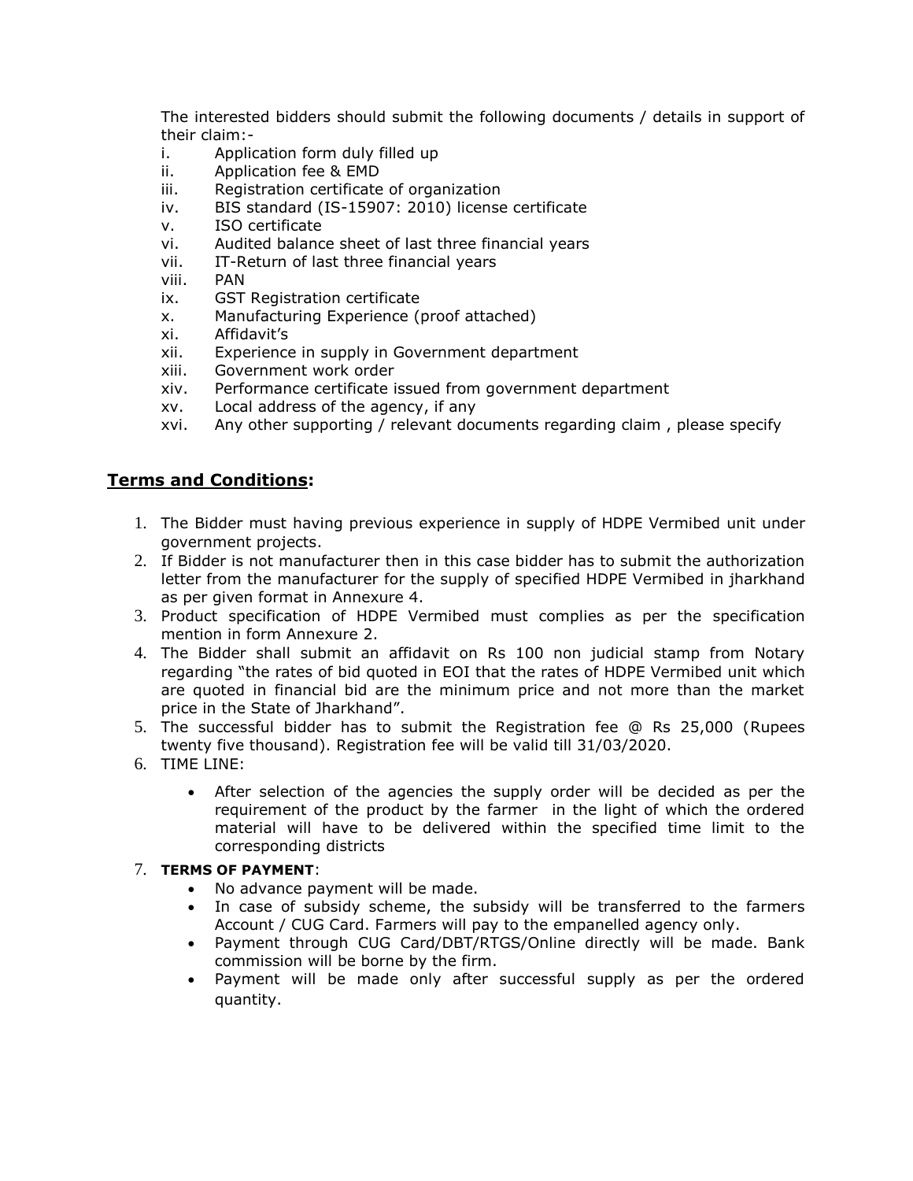The interested bidders should submit the following documents / details in support of their claim:-

i. Application form duly filled up
ii. Application fee & EMD
iii. Registration certificate of organization
iv. BIS standard (IS-15907: 2010) license certificate
v. ISO certificate
vi. Audited balance sheet of last three financial years
vii. IT-Return of last three financial years
viii. PAN
ix. GST Registration certificate
x. Manufacturing Experience (proof attached)
xi. Affidavit's
xii. Experience in supply in Government department
xiii. Government work order
xiv. Performance certificate issued from government department
xv. Local address of the agency, if any
xvi. Any other supporting / relevant documents regarding claim , please specify

## Terms and Conditions:

1. The Bidder must having previous experience in supply of HDPE Vermibed unit under government projects.
2. If Bidder is not manufacturer then in this case bidder has to submit the authorization letter from the manufacturer for the supply of specified HDPE Vermibed in jharkhand as per given format in Annexure 4.
3. Product specification of HDPE Vermibed must complies as per the specification mention in form Annexure 2.
4. The Bidder shall submit an affidavit on Rs 100 non judicial stamp from Notary regarding "the rates of bid quoted in EOI that the rates of HDPE Vermibed unit which are quoted in financial bid are the minimum price and not more than the market price in the State of Jharkhand".
5. The successful bidder has to submit the Registration fee @ Rs 25,000 (Rupees twenty five thousand). Registration fee will be valid till 31/03/2020.
6. TIME LINE:
   - After selection of the agencies the supply order will be decided as per the requirement of the product by the farmer in the light of which the ordered material will have to be delivered within the specified time limit to the corresponding districts
7. **TERMS OF PAYMENT**:
   - No advance payment will be made.
   - In case of subsidy scheme, the subsidy will be transferred to the farmers Account / CUG Card. Farmers will pay to the empanelled agency only.
   - Payment through CUG Card/DBT/RTGS/Online directly will be made. Bank commission will be borne by the firm.
   - Payment will be made only after successful supply as per the ordered quantity.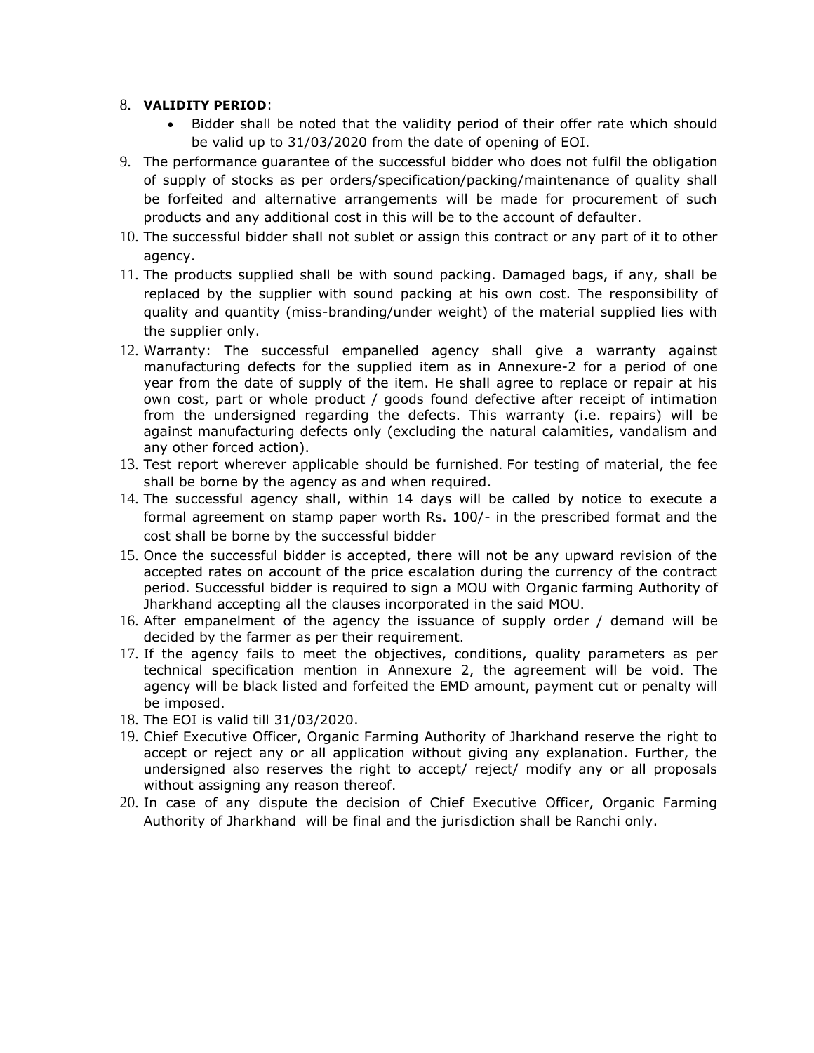8. **VALIDITY PERIOD**:
    - Bidder shall be noted that the validity period of their offer rate which should be valid up to 31/03/2020 from the date of opening of EOI.
9. The performance guarantee of the successful bidder who does not fulfil the obligation of supply of stocks as per orders/specification/packing/maintenance of quality shall be forfeited and alternative arrangements will be made for procurement of such products and any additional cost in this will be to the account of defaulter.
10. The successful bidder shall not sublet or assign this contract or any part of it to other agency.
11. The products supplied shall be with sound packing. Damaged bags, if any, shall be replaced by the supplier with sound packing at his own cost. The responsibility of quality and quantity (miss-branding/under weight) of the material supplied lies with the supplier only.
12. Warranty: The successful empanelled agency shall give a warranty against manufacturing defects for the supplied item as in Annexure-2 for a period of one year from the date of supply of the item. He shall agree to replace or repair at his own cost, part or whole product / goods found defective after receipt of intimation from the undersigned regarding the defects. This warranty (i.e. repairs) will be against manufacturing defects only (excluding the natural calamities, vandalism and any other forced action).
13. Test report wherever applicable should be furnished. For testing of material, the fee shall be borne by the agency as and when required.
14. The successful agency shall, within 14 days will be called by notice to execute a formal agreement on stamp paper worth Rs. 100/- in the prescribed format and the cost shall be borne by the successful bidder
15. Once the successful bidder is accepted, there will not be any upward revision of the accepted rates on account of the price escalation during the currency of the contract period. Successful bidder is required to sign a MOU with Organic farming Authority of Jharkhand accepting all the clauses incorporated in the said MOU.
16. After empanelment of the agency the issuance of supply order / demand will be decided by the farmer as per their requirement.
17. If the agency fails to meet the objectives, conditions, quality parameters as per technical specification mention in Annexure 2, the agreement will be void. The agency will be black listed and forfeited the EMD amount, payment cut or penalty will be imposed.
18. The EOI is valid till 31/03/2020.
19. Chief Executive Officer, Organic Farming Authority of Jharkhand reserve the right to accept or reject any or all application without giving any explanation. Further, the undersigned also reserves the right to accept/ reject/ modify any or all proposals without assigning any reason thereof.
20. In case of any dispute the decision of Chief Executive Officer, Organic Farming Authority of Jharkhand will be final and the jurisdiction shall be Ranchi only.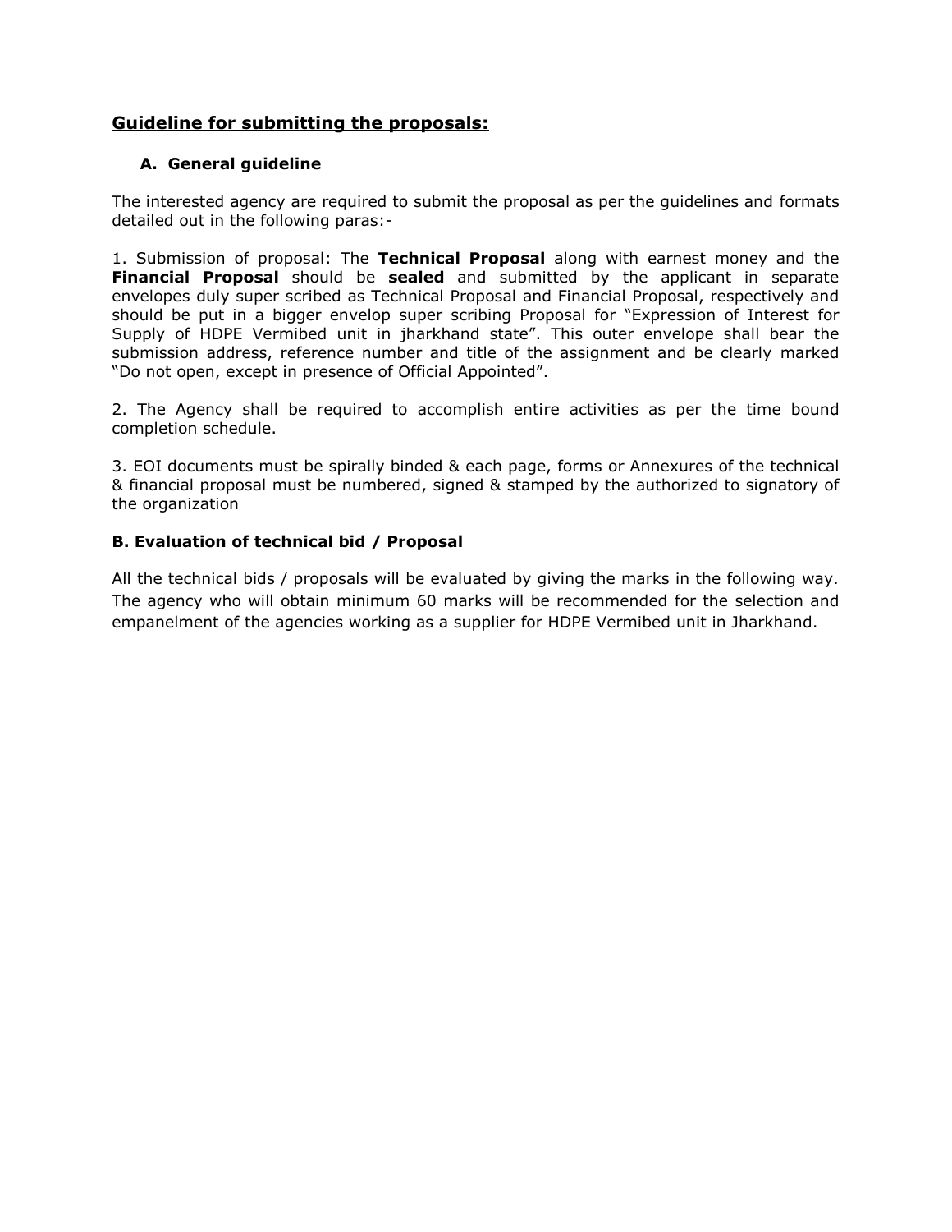## Guideline for submitting the proposals:

### A. General guideline

The interested agency are required to submit the proposal as per the guidelines and formats detailed out in the following paras:-

1. Submission of proposal: The **Technical Proposal** along with earnest money and the **Financial Proposal** should be **sealed** and submitted by the applicant in separate envelopes duly super scribed as Technical Proposal and Financial Proposal, respectively and should be put in a bigger envelop super scribing Proposal for "Expression of Interest for Supply of HDPE Vermibed unit in jharkhand state". This outer envelope shall bear the submission address, reference number and title of the assignment and be clearly marked "Do not open, except in presence of Official Appointed".

2. The Agency shall be required to accomplish entire activities as per the time bound completion schedule.

3. EOI documents must be spirally binded & each page, forms or Annexures of the technical & financial proposal must be numbered, signed & stamped by the authorized to signatory of the organization

### B. Evaluation of technical bid / Proposal

All the technical bids / proposals will be evaluated by giving the marks in the following way. The agency who will obtain minimum 60 marks will be recommended for the selection and empanelment of the agencies working as a supplier for HDPE Vermibed unit in Jharkhand.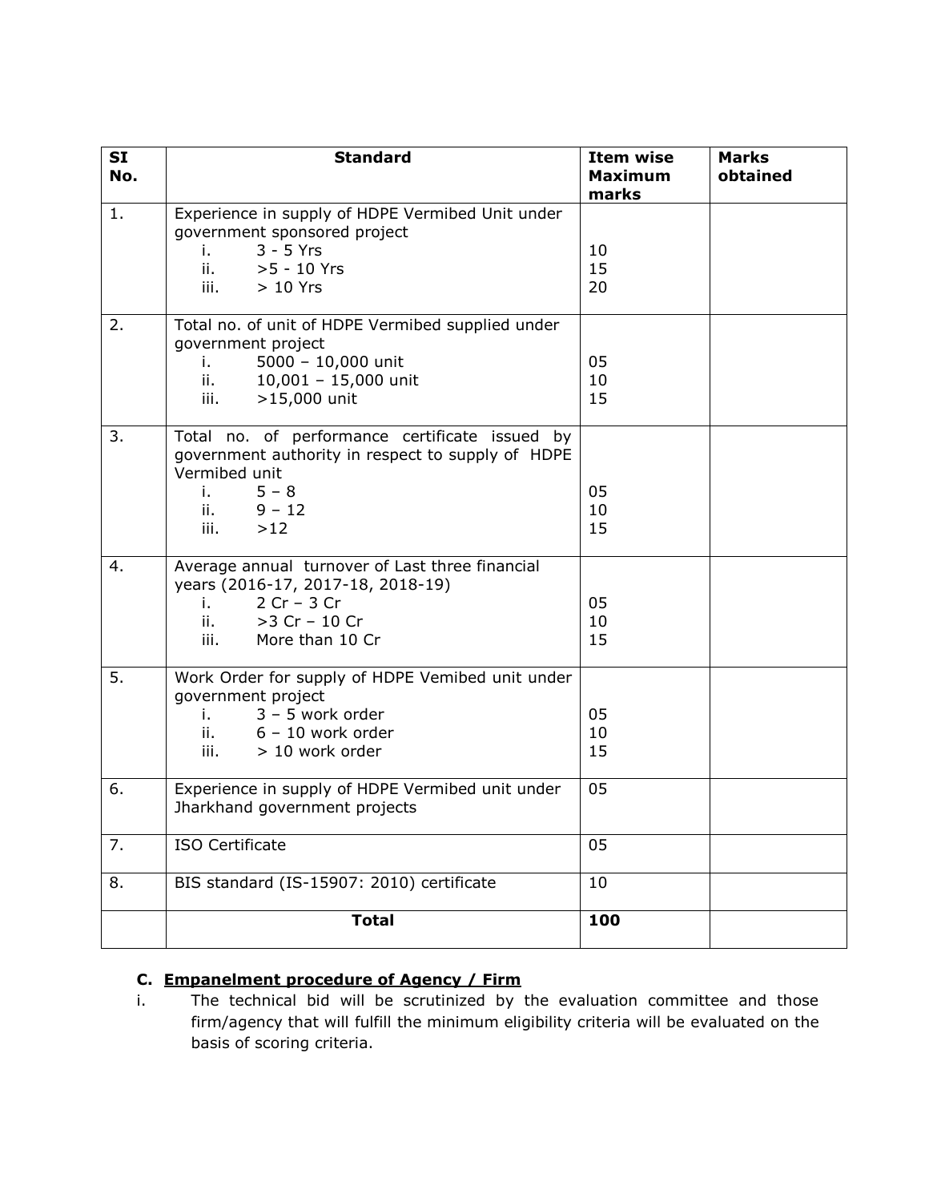| SI No. | Standard | Item wise Maximum marks | Marks obtained |
|---|---|---|---|
| 1. | Experience in supply of HDPE Vermibed Unit under government sponsored project<br>i. 3 - 5 Yrs<br>ii. >5 - 10 Yrs<br>iii. > 10 Yrs | <br><br>10<br>15<br>20 | |
| 2. | Total no. of unit of HDPE Vermibed supplied under government project<br>i. 5000 – 10,000 unit<br>ii. 10,001 – 15,000 unit<br>iii. >15,000 unit | <br><br>05<br>10<br>15 | |
| 3. | Total no. of performance certificate issued by government authority in respect to supply of HDPE Vermibed unit<br>i. 5 – 8<br>ii. 9 – 12<br>iii. >12 | <br><br><br>05<br>10<br>15 | |
| 4. | Average annual turnover of Last three financial years (2016-17, 2017-18, 2018-19)<br>i. 2 Cr – 3 Cr<br>ii. >3 Cr – 10 Cr<br>iii. More than 10 Cr | <br><br>05<br>10<br>15 | |
| 5. | Work Order for supply of HDPE Vemibed unit under government project<br>i. 3 – 5 work order<br>ii. 6 – 10 work order<br>iii. > 10 work order | <br><br>05<br>10<br>15 | |
| 6. | Experience in supply of HDPE Vermibed unit under Jharkhand government projects | 05 | |
| 7. | ISO Certificate | 05 | |
| 8. | BIS standard (IS-15907: 2010) certificate | 10 | |
| | **Total** | **100** | |

### C. Empanelment procedure of Agency / Firm

i. The technical bid will be scrutinized by the evaluation committee and those firm/agency that will fulfill the minimum eligibility criteria will be evaluated on the basis of scoring criteria.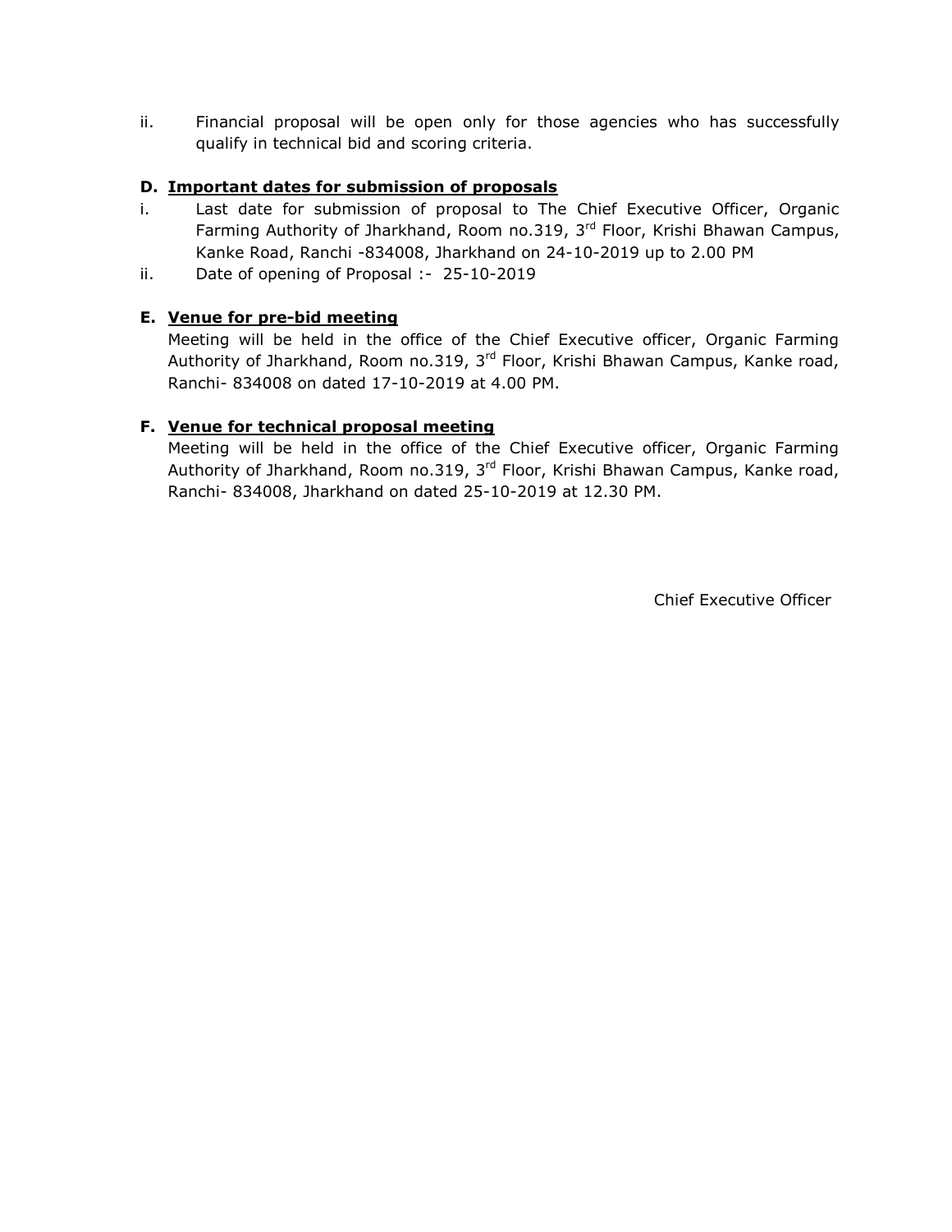ii. Financial proposal will be open only for those agencies who has successfully qualify in technical bid and scoring criteria.

**D. Important dates for submission of proposals**

i. Last date for submission of proposal to The Chief Executive Officer, Organic Farming Authority of Jharkhand, Room no.319, 3rd Floor, Krishi Bhawan Campus, Kanke Road, Ranchi -834008, Jharkhand on 24-10-2019 up to 2.00 PM

ii. Date of opening of Proposal :- 25-10-2019

**E. Venue for pre-bid meeting**

Meeting will be held in the office of the Chief Executive officer, Organic Farming Authority of Jharkhand, Room no.319, 3rd Floor, Krishi Bhawan Campus, Kanke road, Ranchi- 834008 on dated 17-10-2019 at 4.00 PM.

**F. Venue for technical proposal meeting**

Meeting will be held in the office of the Chief Executive officer, Organic Farming Authority of Jharkhand, Room no.319, 3rd Floor, Krishi Bhawan Campus, Kanke road, Ranchi- 834008, Jharkhand on dated 25-10-2019 at 12.30 PM.

Chief Executive Officer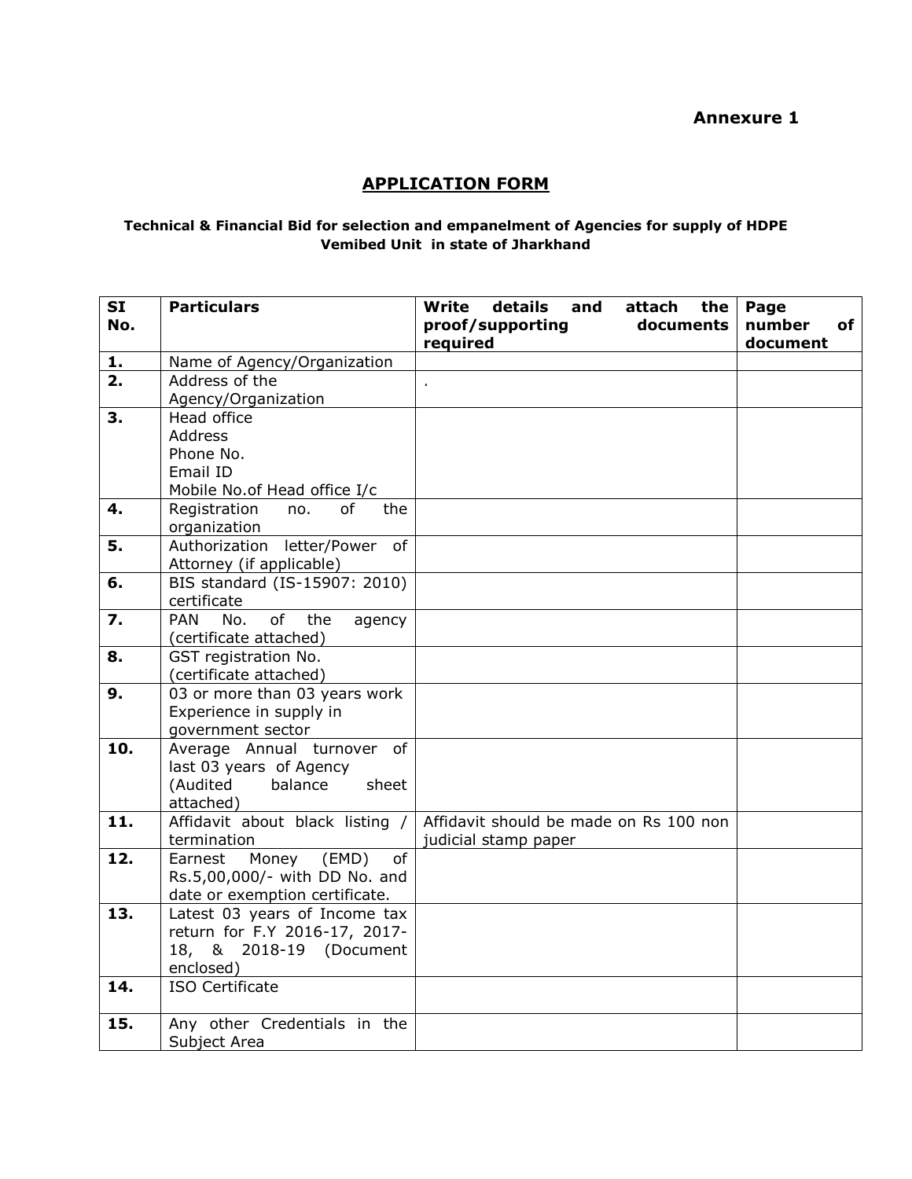**Annexure 1**

## APPLICATION FORM

**Technical & Financial Bid for selection and empanelment of Agencies for supply of HDPE Vemibed Unit in state of Jharkhand**

| SI No. | Particulars | Write details and attach the proof/supporting documents required | Page number of document |
|---|---|---|---|
| **1.** | Name of Agency/Organization | | |
| **2.** | Address of the Agency/Organization | . | |
| **3.** | Head office<br>Address<br>Phone No.<br>Email ID<br>Mobile No.of Head office I/c | | |
| **4.** | Registration no. of the organization | | |
| **5.** | Authorization letter/Power of Attorney (if applicable) | | |
| **6.** | BIS standard (IS-15907: 2010) certificate | | |
| **7.** | PAN No. of the agency (certificate attached) | | |
| **8.** | GST registration No. (certificate attached) | | |
| **9.** | 03 or more than 03 years work Experience in supply in government sector | | |
| **10.** | Average Annual turnover of last 03 years of Agency (Audited balance sheet attached) | | |
| **11.** | Affidavit about black listing / termination | Affidavit should be made on Rs 100 non judicial stamp paper | |
| **12.** | Earnest Money (EMD) of Rs.5,00,000/- with DD No. and date or exemption certificate. | | |
| **13.** | Latest 03 years of Income tax return for F.Y 2016-17, 2017-18, & 2018-19 (Document enclosed) | | |
| **14.** | ISO Certificate | | |
| **15.** | Any other Credentials in the Subject Area | | |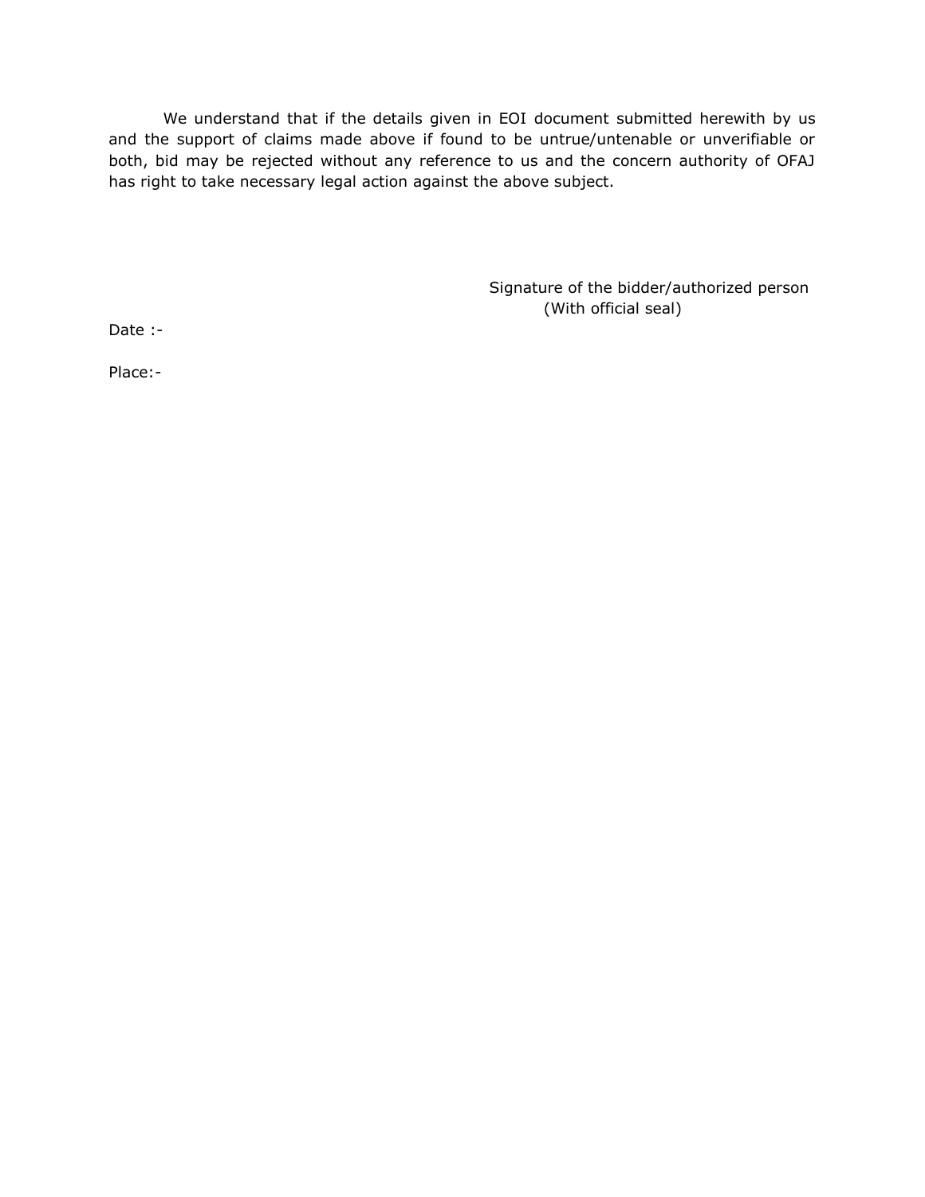We understand that if the details given in EOI document submitted herewith by us and the support of claims made above if found to be untrue/untenable or unverifiable or both, bid may be rejected without any reference to us and the concern authority of OFAJ has right to take necessary legal action against the above subject.

Signature of the bidder/authorized person
(With official seal)

Date :-

Place:-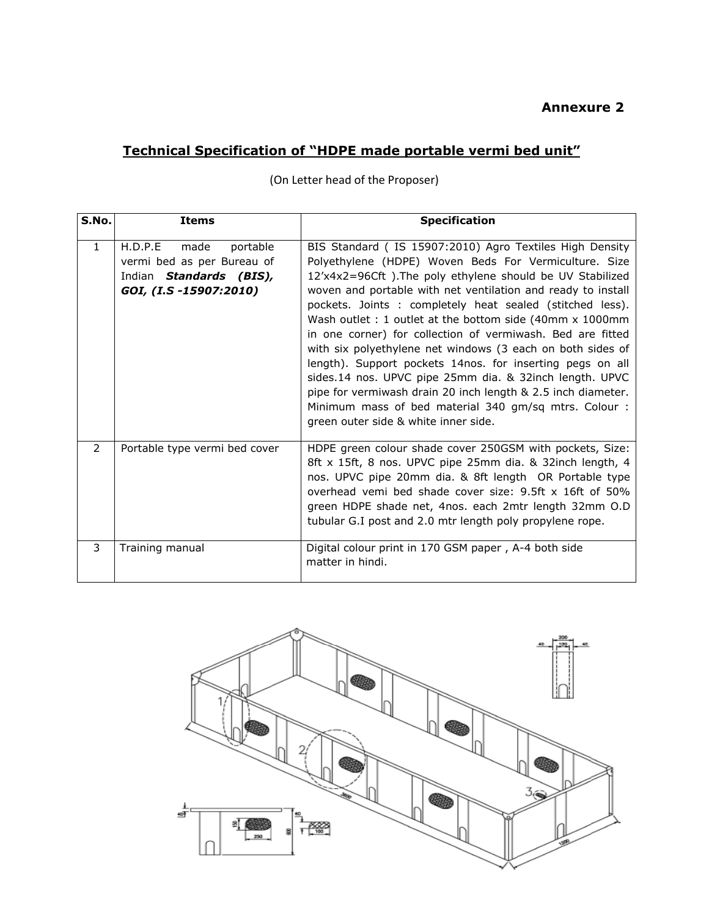**Annexure 2**

## Technical Specification of "HDPE made portable vermi bed unit"

(On Letter head of the Proposer)

| S.No. | Items | Specification |
|---|---|---|
| 1 | H.D.P.E made portable vermi bed as per Bureau of Indian ***Standards (BIS), GOI, (I.S -15907:2010)*** | BIS Standard ( IS 15907:2010) Agro Textiles High Density Polyethylene (HDPE) Woven Beds For Vermiculture. Size 12'x4x2=96Cft ).The poly ethylene should be UV Stabilized woven and portable with net ventilation and ready to install pockets. Joints : completely heat sealed (stitched less). Wash outlet : 1 outlet at the bottom side (40mm x 1000mm in one corner) for collection of vermiwash. Bed are fitted with six polyethylene net windows (3 each on both sides of length). Support pockets 14nos. for inserting pegs on all sides.14 nos. UPVC pipe 25mm dia. & 32inch length. UPVC pipe for vermiwash drain 20 inch length & 2.5 inch diameter. Minimum mass of bed material 340 gm/sq mtrs. Colour : green outer side & white inner side. |
| 2 | Portable type vermi bed cover | HDPE green colour shade cover 250GSM with pockets, Size: 8ft x 15ft, 8 nos. UPVC pipe 25mm dia. & 32inch length, 4 nos. UPVC pipe 20mm dia. & 8ft length OR Portable type overhead vemi bed shade cover size: 9.5ft x 16ft of 50% green HDPE shade net, 4nos. each 2mtr length 32mm O.D tubular G.I post and 2.0 mtr length poly propylene rope. |
| 3 | Training manual | Digital colour print in 170 GSM paper , A-4 both side matter in hindi. |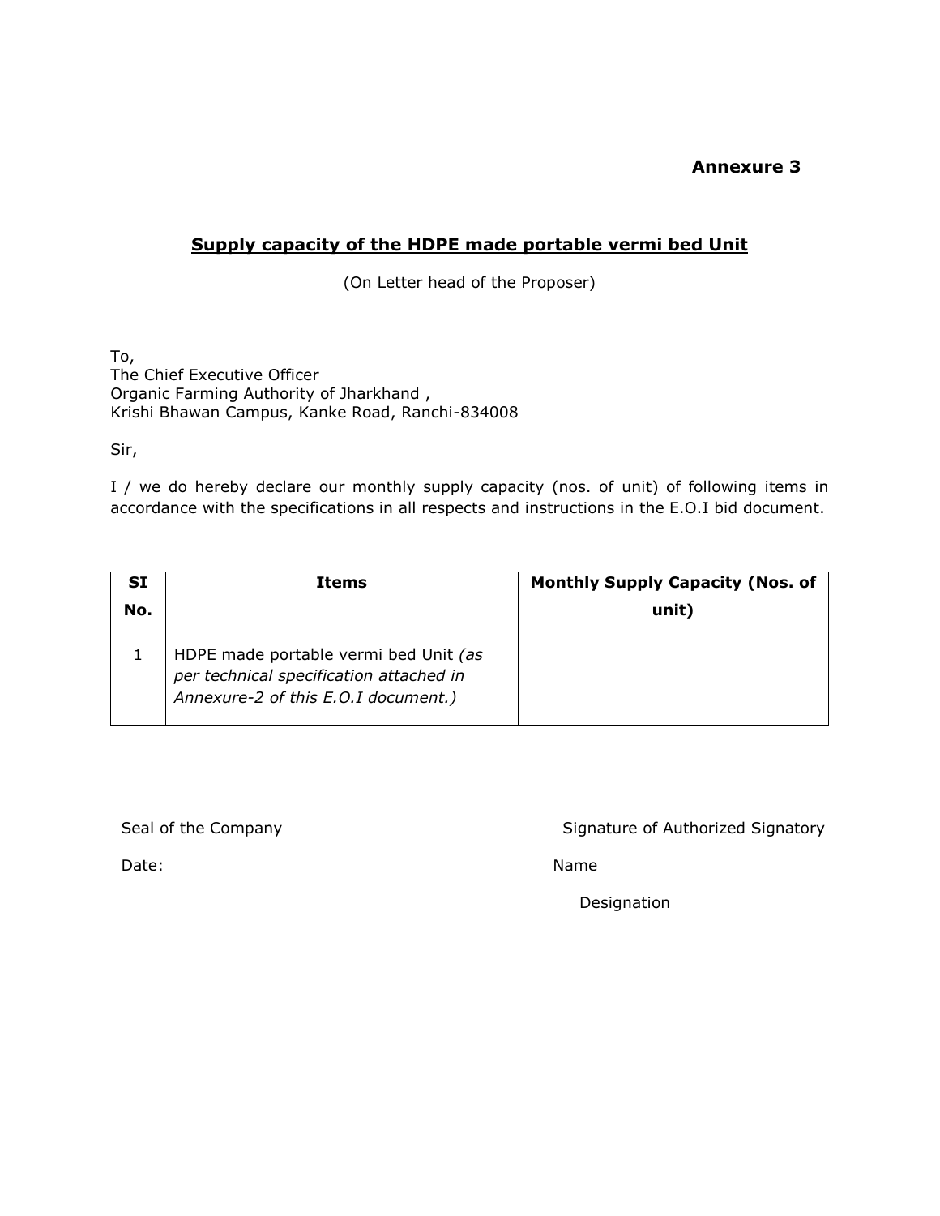**Annexure 3**

## Supply capacity of the HDPE made portable vermi bed Unit

(On Letter head of the Proposer)

To,
The Chief Executive Officer
Organic Farming Authority of Jharkhand ,
Krishi Bhawan Campus, Kanke Road, Ranchi-834008

Sir,

I / we do hereby declare our monthly supply capacity (nos. of unit) of following items in accordance with the specifications in all respects and instructions in the E.O.I bid document.

| SI No. | Items | Monthly Supply Capacity (Nos. of unit) |
|---|---|---|
| 1 | HDPE made portable vermi bed Unit *(as per technical specification attached in Annexure-2 of this E.O.I document.)* | |

Seal of the Company

Date:

Signature of Authorized Signatory

Name

Designation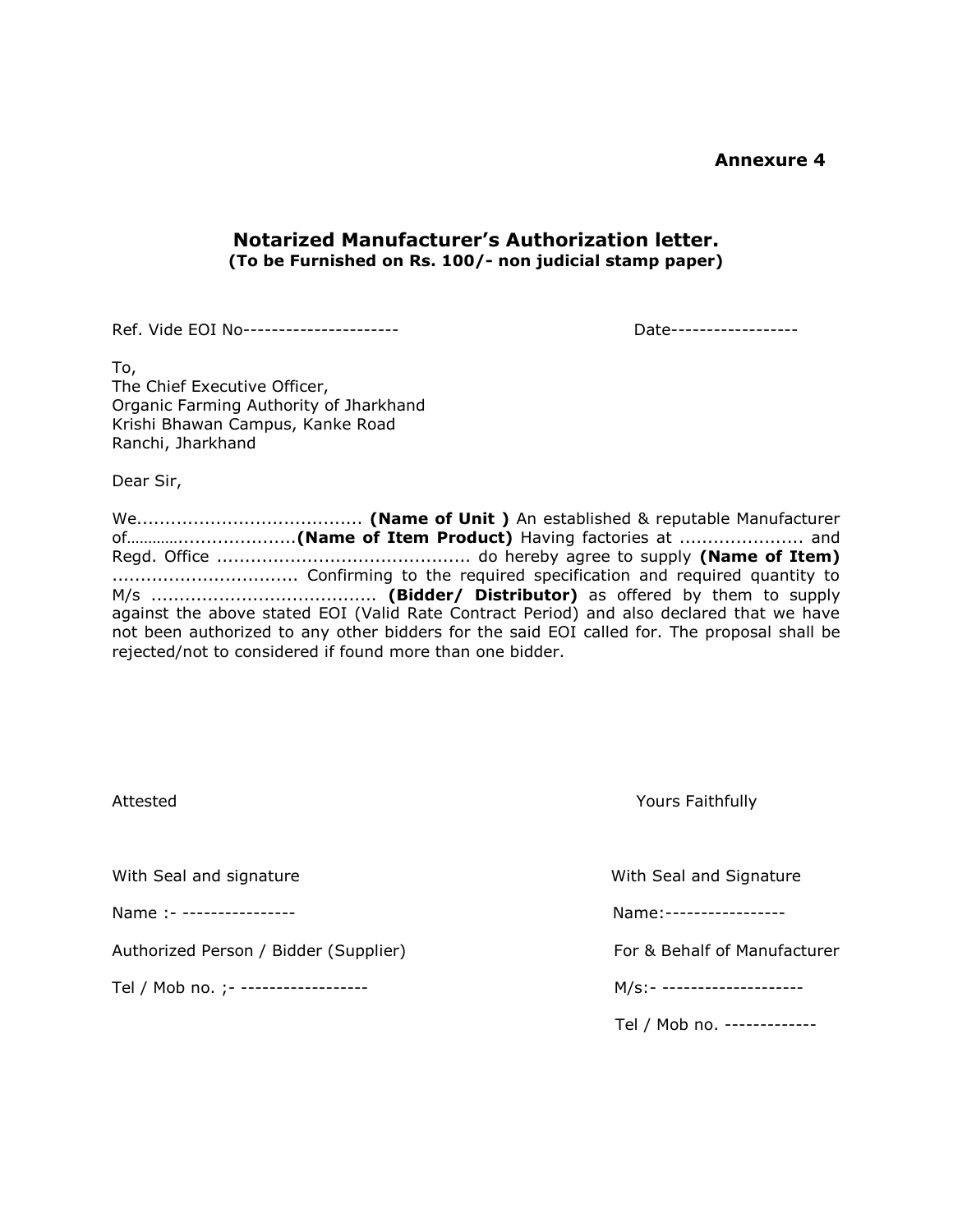**Annexure 4**

## Notarized Manufacturer's Authorization letter.

**(To be Furnished on Rs. 100/- non judicial stamp paper)**

Ref. Vide EOI No---------------------- Date------------------

To,
The Chief Executive Officer,
Organic Farming Authority of Jharkhand
Krishi Bhawan Campus, Kanke Road
Ranchi, Jharkhand

Dear Sir,

We....................................... **(Name of Unit )** An established & reputable Manufacturer of…………....................**(Name of Item Product)** Having factories at ...................... and Regd. Office ............................................ do hereby agree to supply **(Name of Item)** ................................ Confirming to the required specification and required quantity to M/s ....................................... **(Bidder/ Distributor)** as offered by them to supply against the above stated EOI (Valid Rate Contract Period) and also declared that we have not been authorized to any other bidders for the said EOI called for. The proposal shall be rejected/not to considered if found more than one bidder.

Attested

With Seal and signature

Name :- ----------------

Authorized Person / Bidder (Supplier)

Tel / Mob no. ;- ------------------

Yours Faithfully

With Seal and Signature

Name:-----------------

For & Behalf of Manufacturer

M/s:- --------------------

Tel / Mob no. -------------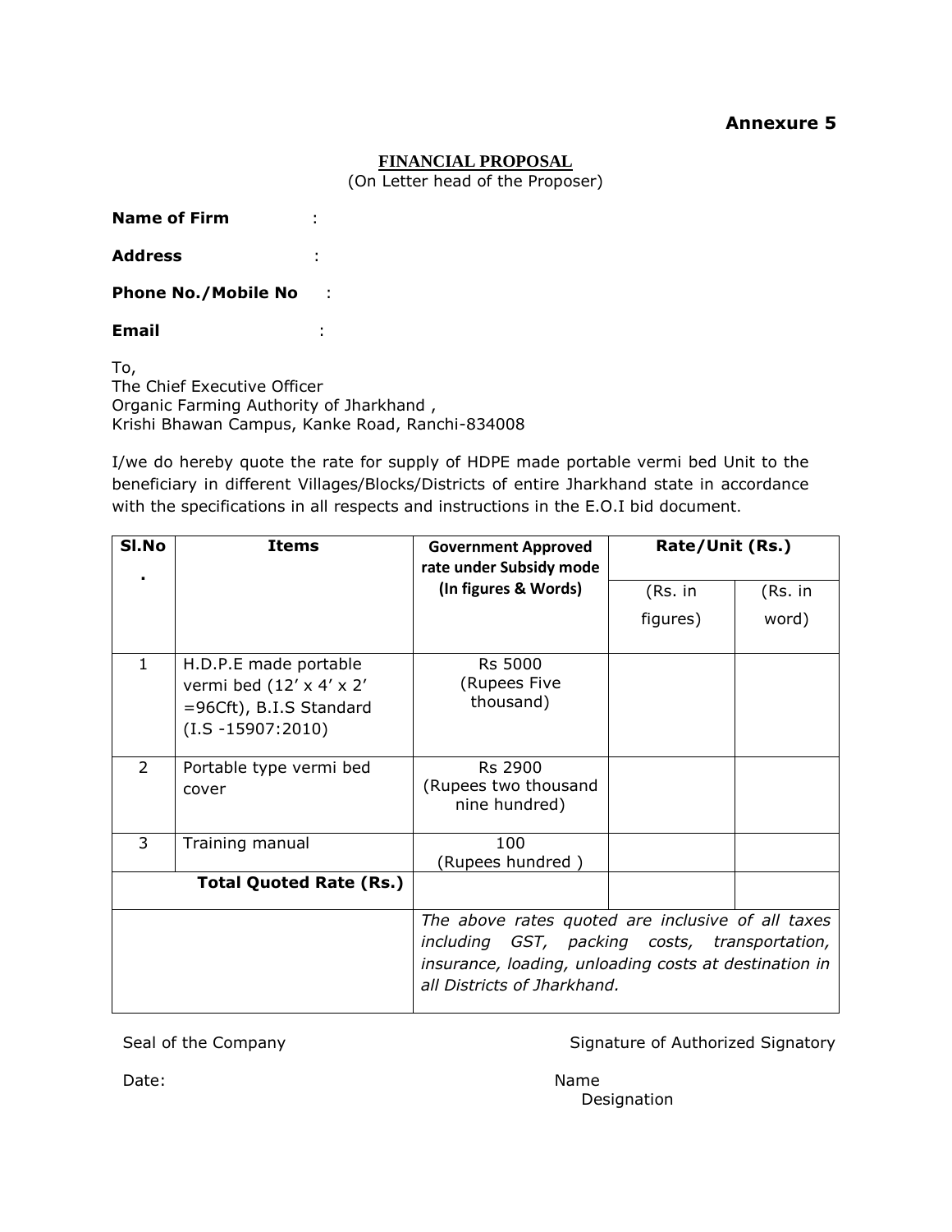**Annexure 5**

**FINANCIAL PROPOSAL**

(On Letter head of the Proposer)

**Name of Firm** :

**Address** :

**Phone No./Mobile No** :

**Email** :

To,
The Chief Executive Officer
Organic Farming Authority of Jharkhand ,
Krishi Bhawan Campus, Kanke Road, Ranchi-834008

I/we do hereby quote the rate for supply of HDPE made portable vermi bed Unit to the beneficiary in different Villages/Blocks/Districts of entire Jharkhand state in accordance with the specifications in all respects and instructions in the E.O.I bid document.

| Sl.No. | Items | Government Approved rate under Subsidy mode (In figures & Words) | Rate/Unit (Rs.) | |
|---|---|---|---|---|
| | | | (Rs. in figures) | (Rs. in word) |
| 1 | H.D.P.E made portable vermi bed (12' x 4' x 2' =96Cft), B.I.S Standard (I.S -15907:2010) | Rs 5000 (Rupees Five thousand) | | |
| 2 | Portable type vermi bed cover | Rs 2900 (Rupees two thousand nine hundred) | | |
| 3 | Training manual | 100 (Rupees hundred ) | | |
| **Total Quoted Rate (Rs.)** | | | | |
| | | *The above rates quoted are inclusive of all taxes including GST, packing costs, transportation, insurance, loading, unloading costs at destination in all Districts of Jharkhand.* | | |

Seal of the Company

Signature of Authorized Signatory

Date:

Name

Designation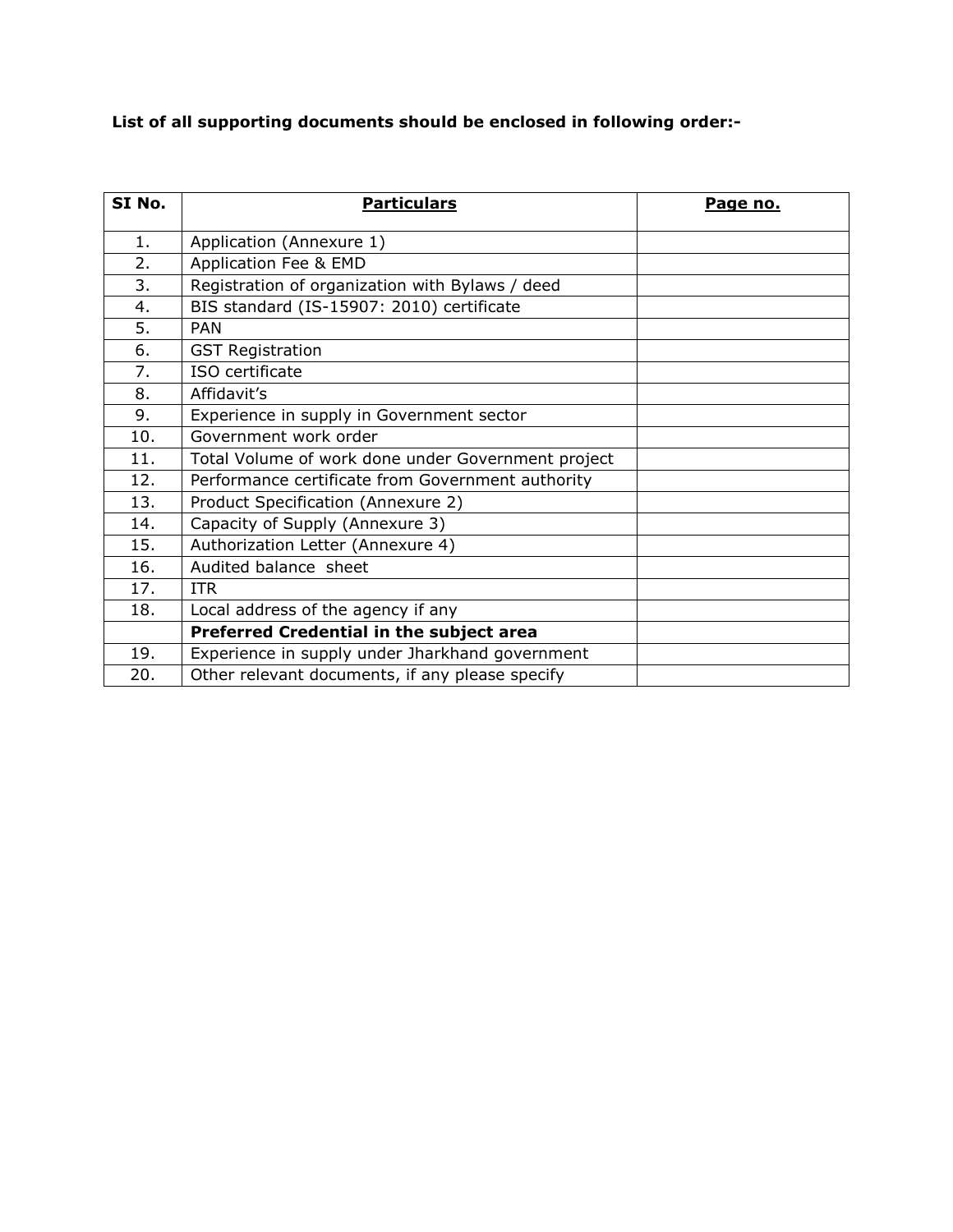**List of all supporting documents should be enclosed in following order:-**

| SI No. | <u>**Particulars**</u> | <u>**Page no.**</u> |
|---|---|---|
| 1. | Application (Annexure 1) | |
| 2. | Application Fee & EMD | |
| 3. | Registration of organization with Bylaws / deed | |
| 4. | BIS standard (IS-15907: 2010) certificate | |
| 5. | PAN | |
| 6. | GST Registration | |
| 7. | ISO certificate | |
| 8. | Affidavit's | |
| 9. | Experience in supply in Government sector | |
| 10. | Government work order | |
| 11. | Total Volume of work done under Government project | |
| 12. | Performance certificate from Government authority | |
| 13. | Product Specification (Annexure 2) | |
| 14. | Capacity of Supply (Annexure 3) | |
| 15. | Authorization Letter (Annexure 4) | |
| 16. | Audited balance sheet | |
| 17. | ITR | |
| 18. | Local address of the agency if any | |
| | **Preferred Credential in the subject area** | |
| 19. | Experience in supply under Jharkhand government | |
| 20. | Other relevant documents, if any please specify | |